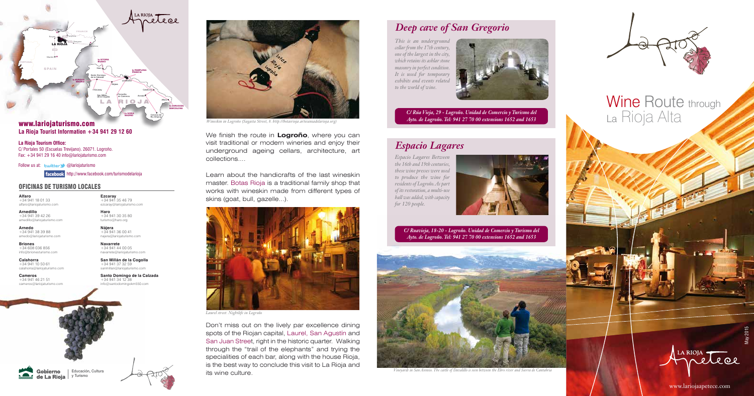**www.lariojaturismo.com**
**La Rioja Tourist Information +34 941 29 12 60**

**La Rioja Tourism Office:**
C/ Portales 50 (Escuelas Trevijano). 26071. Logroño.
Fax: +34 941 29 16 40 info@lariojaturismo.com

Follow us at: twitter @lariojaturismo
facebook http://www.facebook.com/turismodelarioja

## OFICINAS DE TURISMO LOCALES

**Alfaro**
+34 941 18 01 33
alfaro@lariojaturismo.com

**Arnedillo**
+34 941 39 42 26
arnedillo@lariojaturismo.com

**Arnedo**
+34 941 38 39 88
arnedo@lariojaturismo.com

**Briones**
+34 608 036 856
info@brionesturismo.com

**Calahorra**
+34 941 10 50 61
calahorra@lariojaturismo.com

**Cameros**
+34 941 46 21 51
cameros@lariojaturismo.com

**Ezcaray**
+34 941 35 46 79
ezcaray@lariojaturismo.com

**Haro**
+34 941 30 35 80
turismo@haro.org

**Nájera**
+34 941 36 00 41
najera@lariojaturismo.com

**Navarrete**
+34 941 44 00 05
navarrete@lariojaturismo.com

**San Millán de la Cogolla**
+34 941 37 32 59
sanmillan@lariojaturismo.com

**Santo Domingo de la Calzada**
+34 941 34 12 38
info@santodomingokm550.com

Gobierno de La Rioja | Educación, Cultura y Turismo

*Wineskin in Logroño (Sagasta Street, 8. http://botasrioja.artesaniadelarioja.org)*

We finish the route in **Logroño**, where you can visit traditional or modern wineries and enjoy their underground ageing cellars, architecture, art collections....

Learn about the handicrafts of the last wineskin master. Botas Rioja is a traditional family shop that works with wineskin made from different types of skins (goat, bull, gazelle...).

*Laurel street. Nightlife in Logroño*

Don't miss out on the lively par excellence dining spots of the Riojan capital, Laurel, San Agustín and San Juan Street, right in the historic quarter. Walking through the "trail of the elephants" and trying the specialities of each bar, along with the house Rioja, is the best way to conclude this visit to La Rioja and its wine culture.

## *Deep cave of San Gregorio*

*This is an underground cellar from the 17th century, one of the largest in the city, which retains its ashlar stone masonry in perfect condition. It is used for temporary exhibits and events related to the world of wine.*

***C/ Rúa Vieja, 29 - Logroño. Unidad de Comercio y Turismo del Ayto. de Logroño. Tel: 941 27 70 00 extensions 1652 and 1653***

## *Espacio Lagares*

*Espacio Lagares Between the 16th and 19th centuries, these wine presses were used to produce the wine for residents of Logroño. As part of its restoration, a multi-use hall was added, with capacity for 120 people.*

***C/ Ruavieja, 18-20 - Logroño. Unidad de Comercio y Turismo del Ayto. de Logroño. Tel: 941 27 70 00 extensions 1652 and 1653***

*Vineyards in San Asensio. The castle of Davalillo is seen between the Ebro river and Sierra de Cantabria*

# Wine Route through La Rioja Alta

May 2015

www.lariojaapetece.com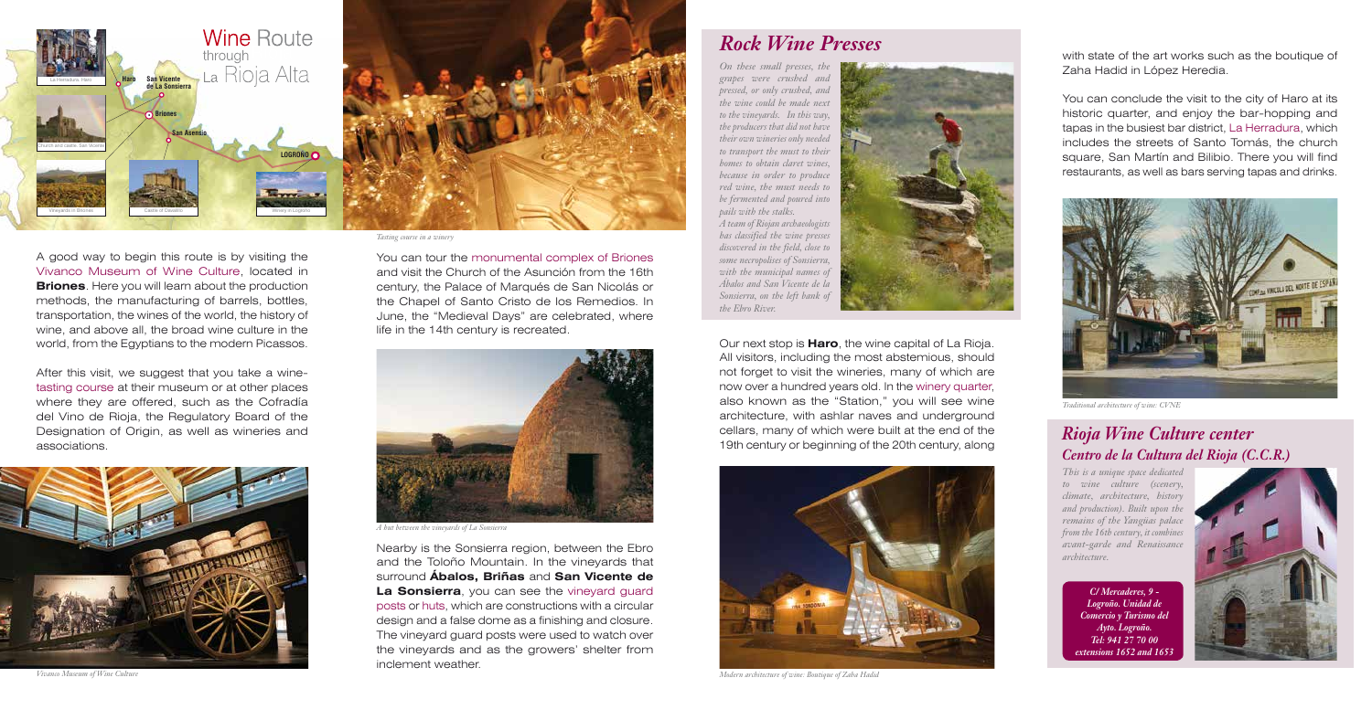# Wine Route through La Rioja Alta

La Herradura. Haro

Haro

San Vicente de La Sonsierra

Briones

San Asensio

LOGROÑO

Church and castle. San Vicente

Vineyards in Briones

Castle of Davalillo

Winery in Logroño

A good way to begin this route is by visiting the Vivanco Museum of Wine Culture, located in **Briones**. Here you will learn about the production methods, the manufacturing of barrels, bottles, transportation, the wines of the world, the history of wine, and above all, the broad wine culture in the world, from the Egyptians to the modern Picassos.

After this visit, we suggest that you take a wine-tasting course at their museum or at other places where they are offered, such as the Cofradía del Vino de Rioja, the Regulatory Board of the Designation of Origin, as well as wineries and associations.

*Vivanco Museum of Wine Culture*

*Testing course in a winery*

You can tour the monumental complex of Briones and visit the Church of the Asunción from the 16th century, the Palace of Marqués de San Nicolás or the Chapel of Santo Cristo de los Remedios. In June, the "Medieval Days" are celebrated, where life in the 14th century is recreated.

*A hut between the vineyards of La Sonsierra*

Nearby is the Sonsierra region, between the Ebro and the Toloño Mountain. In the vineyards that surround **Ábalos, Briñas** and **San Vicente de La Sonsierra**, you can see the vineyard guard posts or huts, which are constructions with a circular design and a false dome as a finishing and closure. The vineyard guard posts were used to watch over the vineyards and as the growers' shelter from inclement weather.

## *Rock Wine Presses*

*On these small presses, the grapes were crushed and pressed, or only crushed, and the wine could be made next to the vineyards. In this way, the producers that did not have their own wineries only needed to transport the must to their homes to obtain claret wines, because in order to produce red wine, the must needs to be fermented and poured into pails with the stalks.*

*A team of Riojan archaeologists has classified the wine presses discovered in the field, close to some necropolises of Sonsierra, with the municipal names of Ábalos and San Vicente de la Sonsierra, on the left bank of the Ebro River.*

Our next stop is **Haro**, the wine capital of La Rioja. All visitors, including the most abstemious, should not forget to visit the wineries, many of which are now over a hundred years old. In the winery quarter, also known as the "Station," you will see wine architecture, with ashlar naves and underground cellars, many of which were built at the end of the 19th century or beginning of the 20th century, along with state of the art works such as the boutique of Zaha Hadid in López Heredia.

*Modern architecture of wine. Boutique of Zaha Hadid*

You can conclude the visit to the city of Haro at its historic quarter, and enjoy the bar-hopping and tapas in the busiest bar district, La Herradura, which includes the streets of Santo Tomás, the church square, San Martín and Bilibio. There you will find restaurants, as well as bars serving tapas and drinks.

*Traditional architecture of wine. CVNE*

## *Rioja Wine Culture center*
### *Centro de la Cultura del Rioja (C.C.R.)*

*This is a unique space dedicated to wine culture (scenery, climate, architecture, history and production). Built upon the remains of the Yangüas palace from the 16th century, it combines avant-garde and Renaissance architecture.*

***C/ Mercaderes, 9 - Logroño. Unidad de Comercio y Turismo del Ayto. Logroño. Tel: 941 27 70 00 extensions 1652 and 1653***